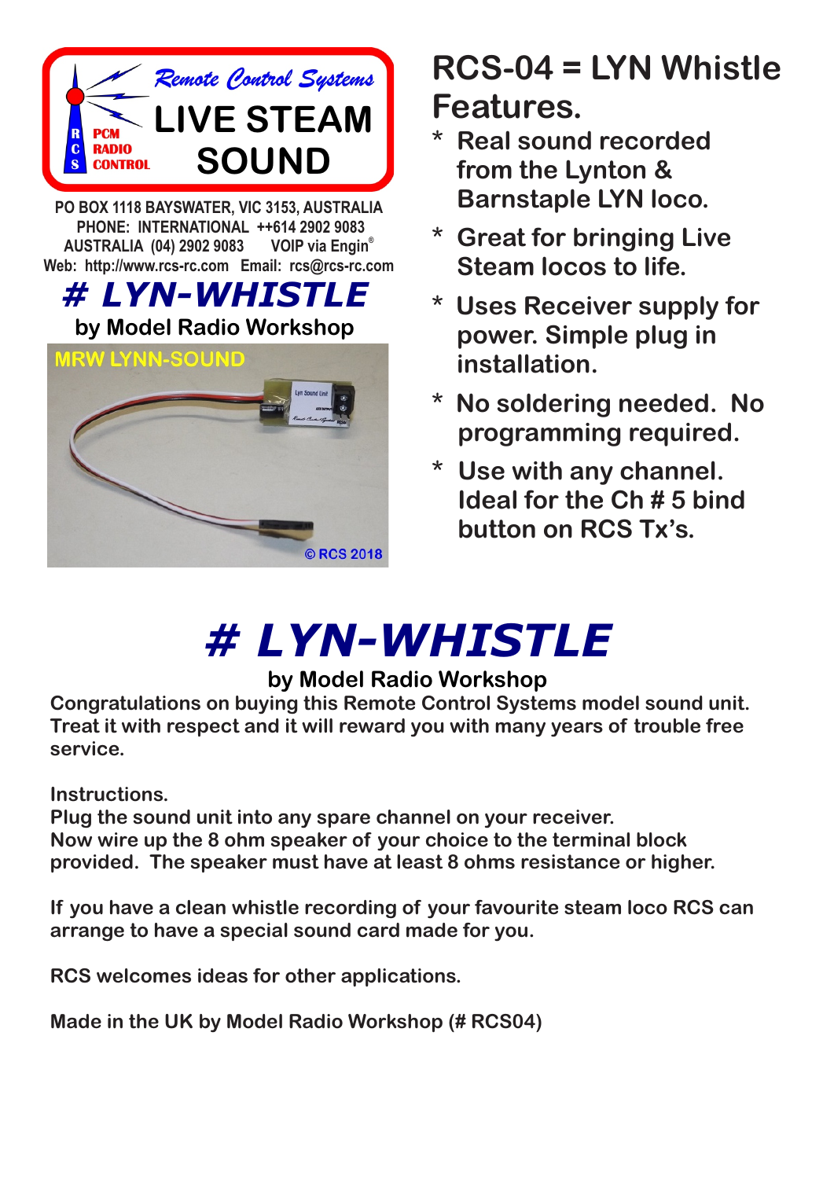Remote Control Systems

R C S PCM RADIO CONTROL

LIVE STEAM SOUND

PO BOX 1118 BAYSWATER, VIC 3153, AUSTRALIA
PHONE: INTERNATIONAL ++614 2902 9083
AUSTRALIA (04) 2902 9083 VOIP via Engin®
Web: http://www.rcs-rc.com Email: rcs@rcs-rc.com

## # LYN-WHISTLE

by Model Radio Workshop

MRW LYNN-SOUND

© RCS 2018

# RCS-04 = LYN Whistle Features.

* Real sound recorded from the Lynton & Barnstaple LYN loco.
* Great for bringing Live Steam locos to life.
* Uses Receiver supply for power. Simple plug in installation.
* No soldering needed. No programming required.
* Use with any channel. Ideal for the Ch # 5 bind button on RCS Tx's.

# # LYN-WHISTLE

**by Model Radio Workshop**

**Congratulations on buying this Remote Control Systems model sound unit. Treat it with respect and it will reward you with many years of trouble free service.**

**Instructions.**
**Plug the sound unit into any spare channel on your receiver.**
**Now wire up the 8 ohm speaker of your choice to the terminal block provided. The speaker must have at least 8 ohms resistance or higher.**

**If you have a clean whistle recording of your favourite steam loco RCS can arrange to have a special sound card made for you.**

**RCS welcomes ideas for other applications.**

**Made in the UK by Model Radio Workshop (# RCS04)**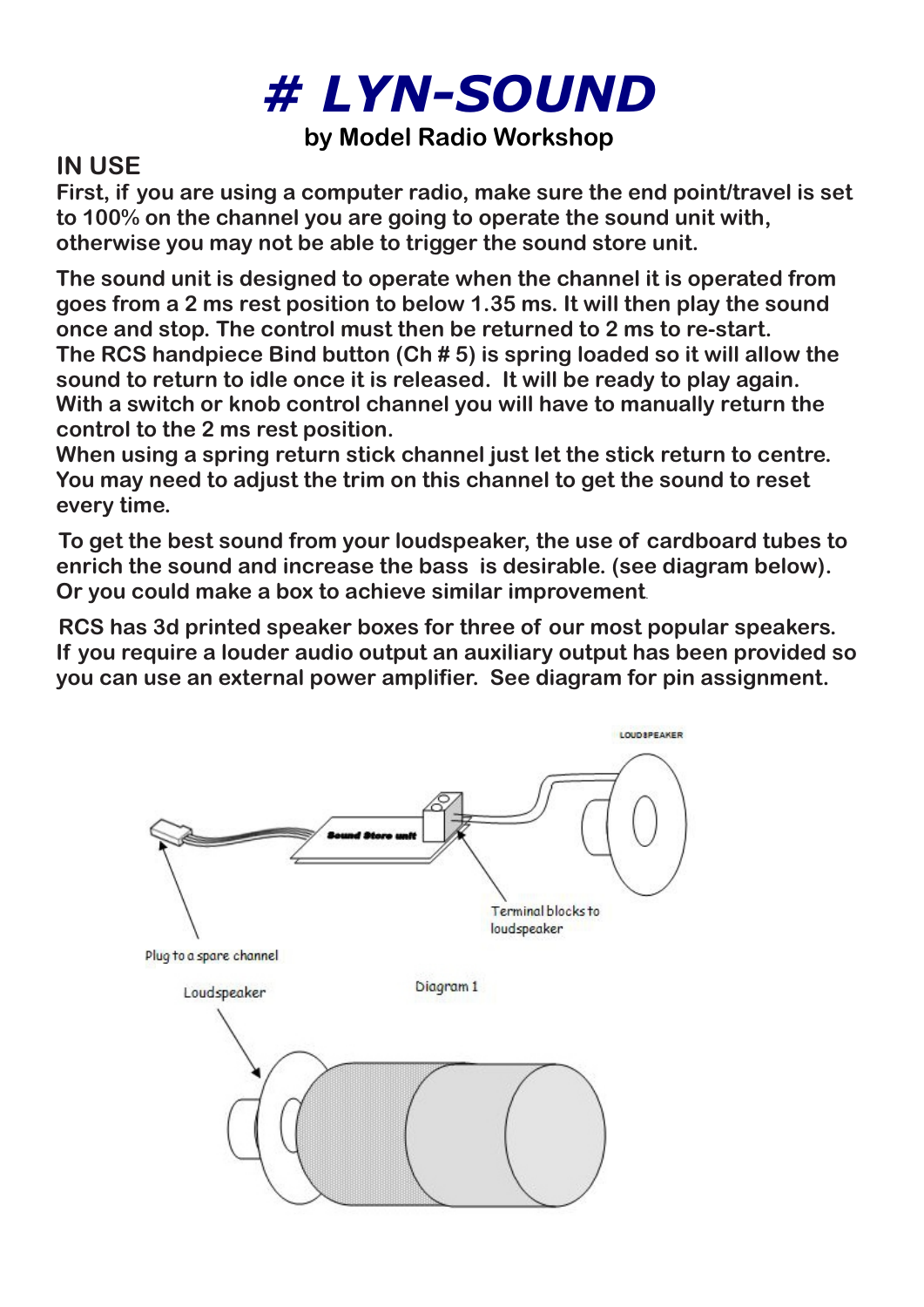# # LYN-SOUND

**by Model Radio Workshop**

## IN USE

**First, if you are using a computer radio, make sure the end point/travel is set to 100% on the channel you are going to operate the sound unit with, otherwise you may not be able to trigger the sound store unit.**

**The sound unit is designed to operate when the channel it is operated from goes from a 2 ms rest position to below 1.35 ms. It will then play the sound once and stop. The control must then be returned to 2 ms to re-start. The RCS handpiece Bind button (Ch # 5) is spring loaded so it will allow the sound to return to idle once it is released. It will be ready to play again. With a switch or knob control channel you will have to manually return the control to the 2 ms rest position.**
**When using a spring return stick channel just let the stick return to centre. You may need to adjust the trim on this channel to get the sound to reset every time.**

**To get the best sound from your loudspeaker, the use of cardboard tubes to enrich the sound and increase the bass is desirable. (see diagram below). Or you could make a box to achieve similar improvement.**

**RCS has 3d printed speaker boxes for three of our most popular speakers. If you require a louder audio output an auxiliary output has been provided so you can use an external power amplifier. See diagram for pin assignment.**

LOUDSPEAKER

Sound Store unit

Terminal blocks to loudspeaker

Plug to a spare channel

Loudspeaker

Diagram 1